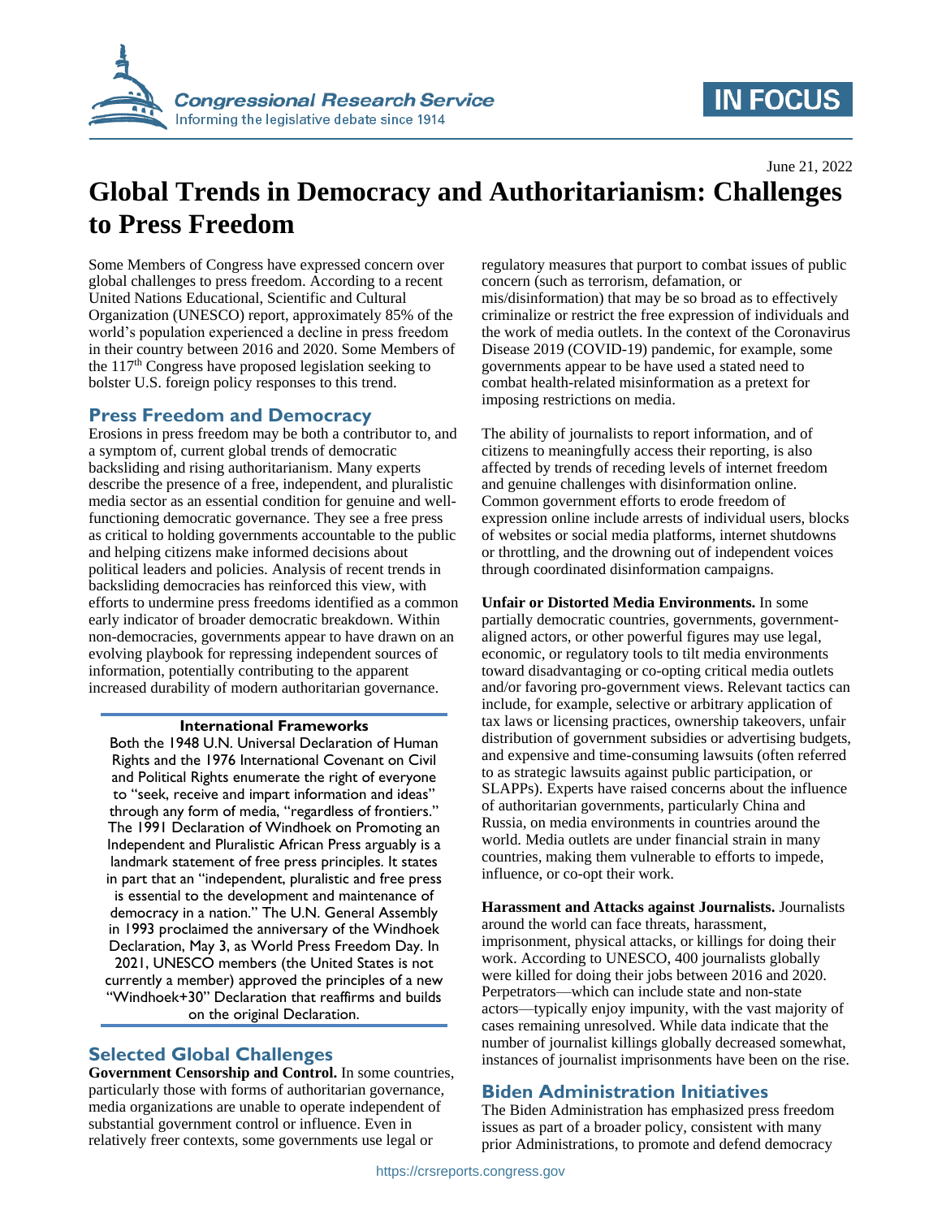Congressional Research Service
Informing the legislative debate since 1914

IN FOCUS

June 21, 2022

# Global Trends in Democracy and Authoritarianism: Challenges to Press Freedom

Some Members of Congress have expressed concern over global challenges to press freedom. According to a recent United Nations Educational, Scientific and Cultural Organization (UNESCO) report, approximately 85% of the world's population experienced a decline in press freedom in their country between 2016 and 2020. Some Members of the 117th Congress have proposed legislation seeking to bolster U.S. foreign policy responses to this trend.

## Press Freedom and Democracy

Erosions in press freedom may be both a contributor to, and a symptom of, current global trends of democratic backsliding and rising authoritarianism. Many experts describe the presence of a free, independent, and pluralistic media sector as an essential condition for genuine and well-functioning democratic governance. They see a free press as critical to holding governments accountable to the public and helping citizens make informed decisions about political leaders and policies. Analysis of recent trends in backsliding democracies has reinforced this view, with efforts to undermine press freedoms identified as a common early indicator of broader democratic breakdown. Within non-democracies, governments appear to have drawn on an evolving playbook for repressing independent sources of information, potentially contributing to the apparent increased durability of modern authoritarian governance.

**International Frameworks**

Both the 1948 U.N. Universal Declaration of Human Rights and the 1976 International Covenant on Civil and Political Rights enumerate the right of everyone to "seek, receive and impart information and ideas" through any form of media, "regardless of frontiers." The 1991 Declaration of Windhoek on Promoting an Independent and Pluralistic African Press arguably is a landmark statement of free press principles. It states in part that an "independent, pluralistic and free press is essential to the development and maintenance of democracy in a nation." The U.N. General Assembly in 1993 proclaimed the anniversary of the Windhoek Declaration, May 3, as World Press Freedom Day. In 2021, UNESCO members (the United States is not currently a member) approved the principles of a new "Windhoek+30" Declaration that reaffirms and builds on the original Declaration.

## Selected Global Challenges

**Government Censorship and Control.** In some countries, particularly those with forms of authoritarian governance, media organizations are unable to operate independent of substantial government control or influence. Even in relatively freer contexts, some governments use legal or regulatory measures that purport to combat issues of public concern (such as terrorism, defamation, or mis/disinformation) that may be so broad as to effectively criminalize or restrict the free expression of individuals and the work of media outlets. In the context of the Coronavirus Disease 2019 (COVID-19) pandemic, for example, some governments appear to be have used a stated need to combat health-related misinformation as a pretext for imposing restrictions on media.

The ability of journalists to report information, and of citizens to meaningfully access their reporting, is also affected by trends of receding levels of internet freedom and genuine challenges with disinformation online. Common government efforts to erode freedom of expression online include arrests of individual users, blocks of websites or social media platforms, internet shutdowns or throttling, and the drowning out of independent voices through coordinated disinformation campaigns.

**Unfair or Distorted Media Environments.** In some partially democratic countries, governments, government-aligned actors, or other powerful figures may use legal, economic, or regulatory tools to tilt media environments toward disadvantaging or co-opting critical media outlets and/or favoring pro-government views. Relevant tactics can include, for example, selective or arbitrary application of tax laws or licensing practices, ownership takeovers, unfair distribution of government subsidies or advertising budgets, and expensive and time-consuming lawsuits (often referred to as strategic lawsuits against public participation, or SLAPPs). Experts have raised concerns about the influence of authoritarian governments, particularly China and Russia, on media environments in countries around the world. Media outlets are under financial strain in many countries, making them vulnerable to efforts to impede, influence, or co-opt their work.

**Harassment and Attacks against Journalists.** Journalists around the world can face threats, harassment, imprisonment, physical attacks, or killings for doing their work. According to UNESCO, 400 journalists globally were killed for doing their jobs between 2016 and 2020. Perpetrators—which can include state and non-state actors—typically enjoy impunity, with the vast majority of cases remaining unresolved. While data indicate that the number of journalist killings globally decreased somewhat, instances of journalist imprisonments have been on the rise.

## Biden Administration Initiatives

The Biden Administration has emphasized press freedom issues as part of a broader policy, consistent with many prior Administrations, to promote and defend democracy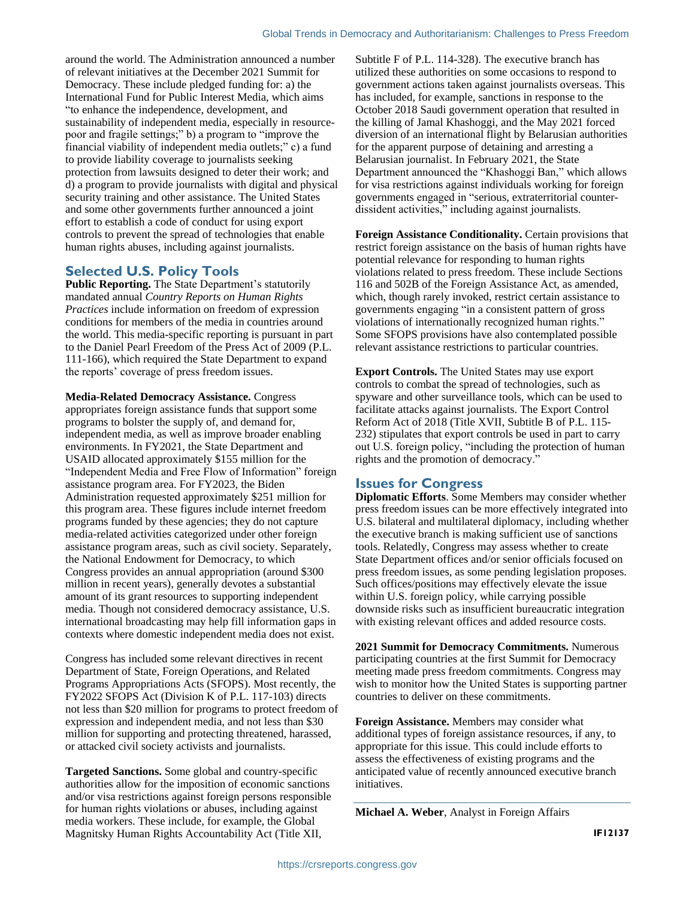around the world. The Administration announced a number of relevant initiatives at the December 2021 Summit for Democracy. These include pledged funding for: a) the International Fund for Public Interest Media, which aims "to enhance the independence, development, and sustainability of independent media, especially in resource-poor and fragile settings;" b) a program to "improve the financial viability of independent media outlets;" c) a fund to provide liability coverage to journalists seeking protection from lawsuits designed to deter their work; and d) a program to provide journalists with digital and physical security training and other assistance. The United States and some other governments further announced a joint effort to establish a code of conduct for using export controls to prevent the spread of technologies that enable human rights abuses, including against journalists.

## Selected U.S. Policy Tools

**Public Reporting.** The State Department's statutorily mandated annual *Country Reports on Human Rights Practices* include information on freedom of expression conditions for members of the media in countries around the world. This media-specific reporting is pursuant in part to the Daniel Pearl Freedom of the Press Act of 2009 (P.L. 111-166), which required the State Department to expand the reports' coverage of press freedom issues.

**Media-Related Democracy Assistance.** Congress appropriates foreign assistance funds that support some programs to bolster the supply of, and demand for, independent media, as well as improve broader enabling environments. In FY2021, the State Department and USAID allocated approximately $155 million for the "Independent Media and Free Flow of Information" foreign assistance program area. For FY2023, the Biden Administration requested approximately $251 million for this program area. These figures include internet freedom programs funded by these agencies; they do not capture media-related activities categorized under other foreign assistance program areas, such as civil society. Separately, the National Endowment for Democracy, to which Congress provides an annual appropriation (around $300 million in recent years), generally devotes a substantial amount of its grant resources to supporting independent media. Though not considered democracy assistance, U.S. international broadcasting may help fill information gaps in contexts where domestic independent media does not exist.

Congress has included some relevant directives in recent Department of State, Foreign Operations, and Related Programs Appropriations Acts (SFOPS). Most recently, the FY2022 SFOPS Act (Division K of P.L. 117-103) directs not less than $20 million for programs to protect freedom of expression and independent media, and not less than $30 million for supporting and protecting threatened, harassed, or attacked civil society activists and journalists.

**Targeted Sanctions.** Some global and country-specific authorities allow for the imposition of economic sanctions and/or visa restrictions against foreign persons responsible for human rights violations or abuses, including against media workers. These include, for example, the Global Magnitsky Human Rights Accountability Act (Title XII, Subtitle F of P.L. 114-328). The executive branch has utilized these authorities on some occasions to respond to government actions taken against journalists overseas. This has included, for example, sanctions in response to the October 2018 Saudi government operation that resulted in the killing of Jamal Khashoggi, and the May 2021 forced diversion of an international flight by Belarusian authorities for the apparent purpose of detaining and arresting a Belarusian journalist. In February 2021, the State Department announced the "Khashoggi Ban," which allows for visa restrictions against individuals working for foreign governments engaged in "serious, extraterritorial counter-dissident activities," including against journalists.

**Foreign Assistance Conditionality.** Certain provisions that restrict foreign assistance on the basis of human rights have potential relevance for responding to human rights violations related to press freedom. These include Sections 116 and 502B of the Foreign Assistance Act, as amended, which, though rarely invoked, restrict certain assistance to governments engaging "in a consistent pattern of gross violations of internationally recognized human rights." Some SFOPS provisions have also contemplated possible relevant assistance restrictions to particular countries.

**Export Controls.** The United States may use export controls to combat the spread of technologies, such as spyware and other surveillance tools, which can be used to facilitate attacks against journalists. The Export Control Reform Act of 2018 (Title XVII, Subtitle B of P.L. 115-232) stipulates that export controls be used in part to carry out U.S. foreign policy, "including the protection of human rights and the promotion of democracy."

## Issues for Congress

**Diplomatic Efforts**. Some Members may consider whether press freedom issues can be more effectively integrated into U.S. bilateral and multilateral diplomacy, including whether the executive branch is making sufficient use of sanctions tools. Relatedly, Congress may assess whether to create State Department offices and/or senior officials focused on press freedom issues, as some pending legislation proposes. Such offices/positions may effectively elevate the issue within U.S. foreign policy, while carrying possible downside risks such as insufficient bureaucratic integration with existing relevant offices and added resource costs.

**2021 Summit for Democracy Commitments.** Numerous participating countries at the first Summit for Democracy meeting made press freedom commitments. Congress may wish to monitor how the United States is supporting partner countries to deliver on these commitments.

**Foreign Assistance.** Members may consider what additional types of foreign assistance resources, if any, to appropriate for this issue. This could include efforts to assess the effectiveness of existing programs and the anticipated value of recently announced executive branch initiatives.

---

**Michael A. Weber**, Analyst in Foreign Affairs

IF12137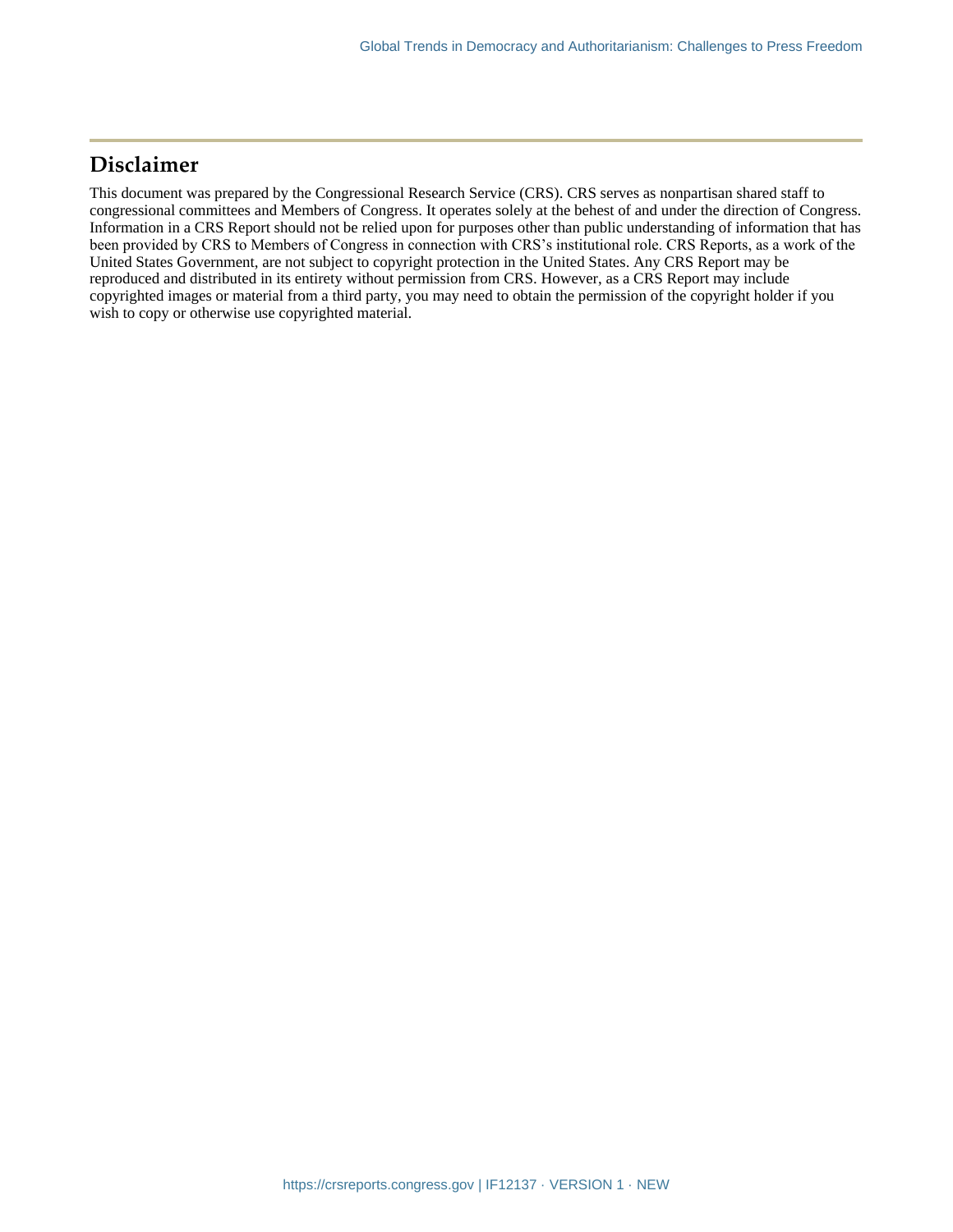## Disclaimer

This document was prepared by the Congressional Research Service (CRS). CRS serves as nonpartisan shared staff to congressional committees and Members of Congress. It operates solely at the behest of and under the direction of Congress. Information in a CRS Report should not be relied upon for purposes other than public understanding of information that has been provided by CRS to Members of Congress in connection with CRS's institutional role. CRS Reports, as a work of the United States Government, are not subject to copyright protection in the United States. Any CRS Report may be reproduced and distributed in its entirety without permission from CRS. However, as a CRS Report may include copyrighted images or material from a third party, you may need to obtain the permission of the copyright holder if you wish to copy or otherwise use copyrighted material.